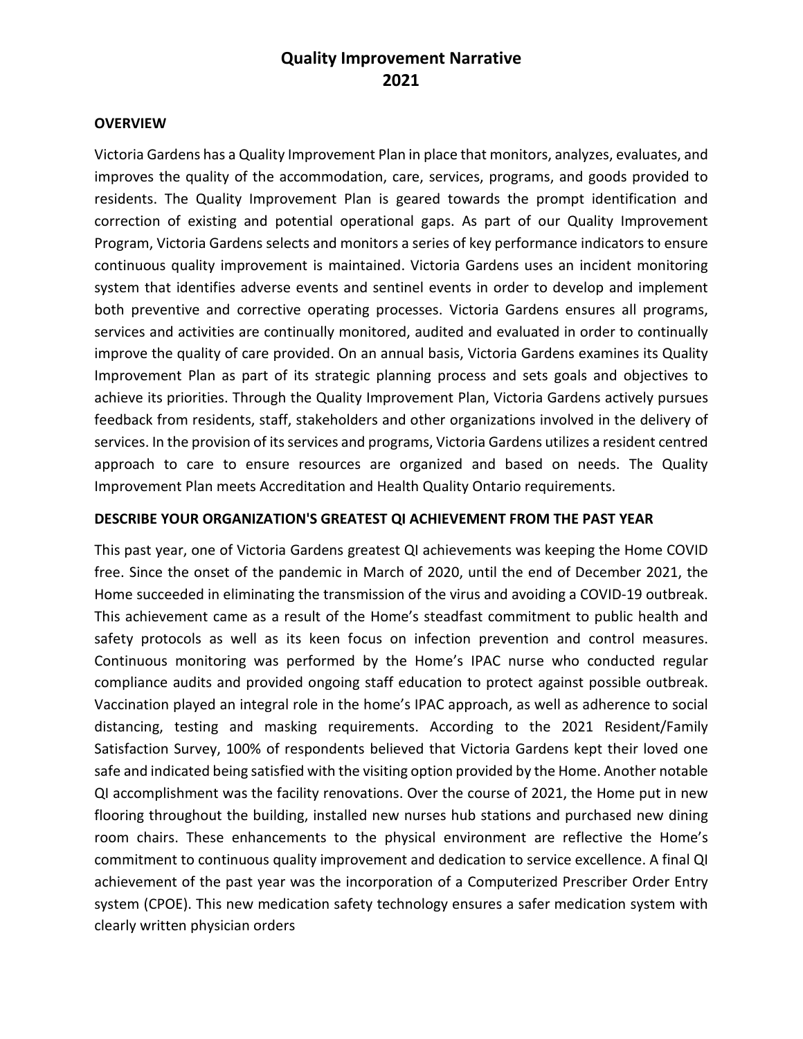# Quality Improvement Narrative
# 2021

## OVERVIEW

Victoria Gardens has a Quality Improvement Plan in place that monitors, analyzes, evaluates, and improves the quality of the accommodation, care, services, programs, and goods provided to residents. The Quality Improvement Plan is geared towards the prompt identification and correction of existing and potential operational gaps. As part of our Quality Improvement Program, Victoria Gardens selects and monitors a series of key performance indicators to ensure continuous quality improvement is maintained. Victoria Gardens uses an incident monitoring system that identifies adverse events and sentinel events in order to develop and implement both preventive and corrective operating processes. Victoria Gardens ensures all programs, services and activities are continually monitored, audited and evaluated in order to continually improve the quality of care provided. On an annual basis, Victoria Gardens examines its Quality Improvement Plan as part of its strategic planning process and sets goals and objectives to achieve its priorities. Through the Quality Improvement Plan, Victoria Gardens actively pursues feedback from residents, staff, stakeholders and other organizations involved in the delivery of services. In the provision of its services and programs, Victoria Gardens utilizes a resident centred approach to care to ensure resources are organized and based on needs. The Quality Improvement Plan meets Accreditation and Health Quality Ontario requirements.

## DESCRIBE YOUR ORGANIZATION'S GREATEST QI ACHIEVEMENT FROM THE PAST YEAR

This past year, one of Victoria Gardens greatest QI achievements was keeping the Home COVID free. Since the onset of the pandemic in March of 2020, until the end of December 2021, the Home succeeded in eliminating the transmission of the virus and avoiding a COVID-19 outbreak. This achievement came as a result of the Home's steadfast commitment to public health and safety protocols as well as its keen focus on infection prevention and control measures. Continuous monitoring was performed by the Home's IPAC nurse who conducted regular compliance audits and provided ongoing staff education to protect against possible outbreak. Vaccination played an integral role in the home's IPAC approach, as well as adherence to social distancing, testing and masking requirements. According to the 2021 Resident/Family Satisfaction Survey, 100% of respondents believed that Victoria Gardens kept their loved one safe and indicated being satisfied with the visiting option provided by the Home. Another notable QI accomplishment was the facility renovations. Over the course of 2021, the Home put in new flooring throughout the building, installed new nurses hub stations and purchased new dining room chairs. These enhancements to the physical environment are reflective the Home's commitment to continuous quality improvement and dedication to service excellence. A final QI achievement of the past year was the incorporation of a Computerized Prescriber Order Entry system (CPOE). This new medication safety technology ensures a safer medication system with clearly written physician orders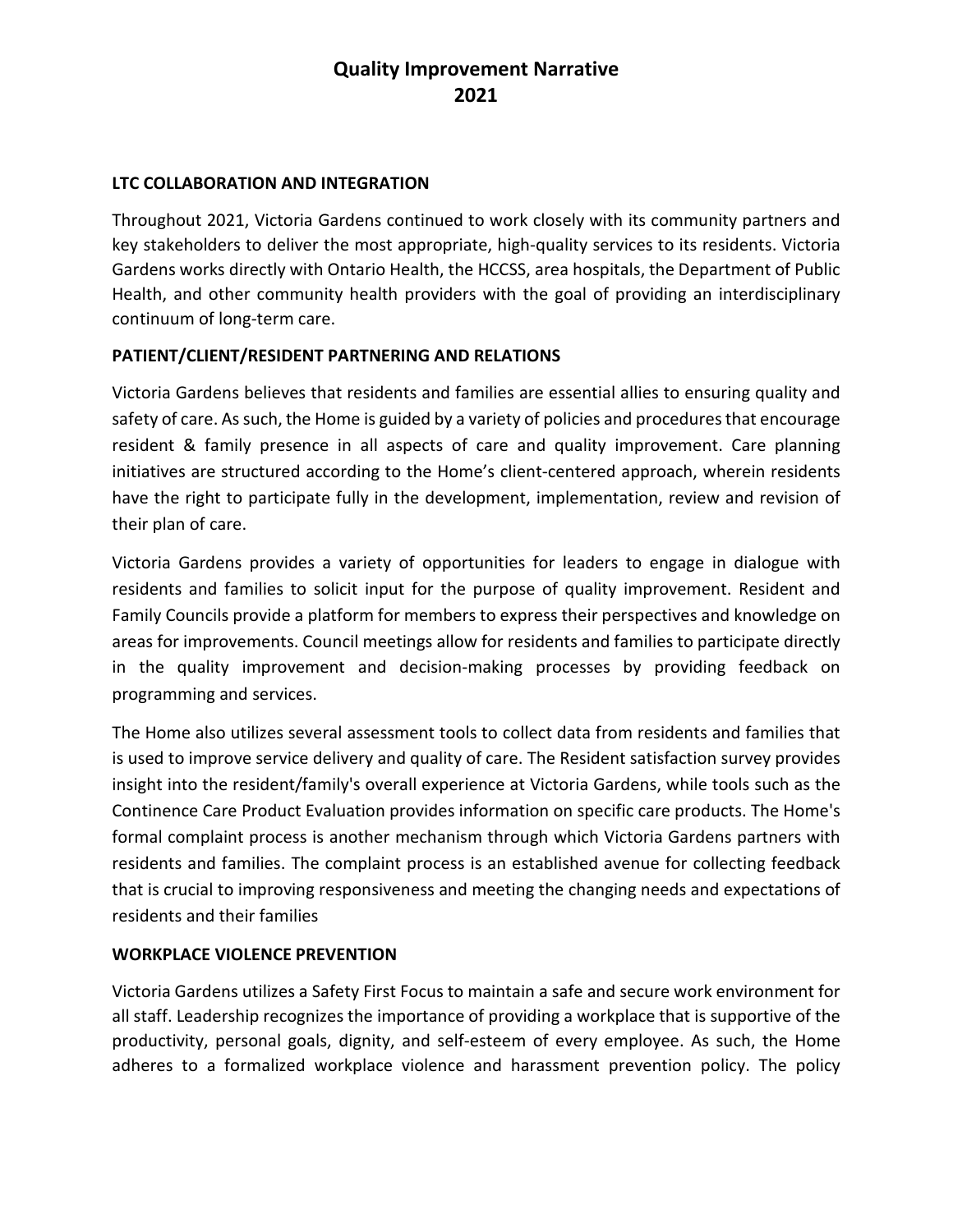# Quality Improvement Narrative 2021

## LTC COLLABORATION AND INTEGRATION

Throughout 2021, Victoria Gardens continued to work closely with its community partners and key stakeholders to deliver the most appropriate, high-quality services to its residents. Victoria Gardens works directly with Ontario Health, the HCCSS, area hospitals, the Department of Public Health, and other community health providers with the goal of providing an interdisciplinary continuum of long-term care.

## PATIENT/CLIENT/RESIDENT PARTNERING AND RELATIONS

Victoria Gardens believes that residents and families are essential allies to ensuring quality and safety of care. As such, the Home is guided by a variety of policies and procedures that encourage resident & family presence in all aspects of care and quality improvement. Care planning initiatives are structured according to the Home's client-centered approach, wherein residents have the right to participate fully in the development, implementation, review and revision of their plan of care.

Victoria Gardens provides a variety of opportunities for leaders to engage in dialogue with residents and families to solicit input for the purpose of quality improvement. Resident and Family Councils provide a platform for members to express their perspectives and knowledge on areas for improvements. Council meetings allow for residents and families to participate directly in the quality improvement and decision-making processes by providing feedback on programming and services.

The Home also utilizes several assessment tools to collect data from residents and families that is used to improve service delivery and quality of care. The Resident satisfaction survey provides insight into the resident/family's overall experience at Victoria Gardens, while tools such as the Continence Care Product Evaluation provides information on specific care products. The Home's formal complaint process is another mechanism through which Victoria Gardens partners with residents and families. The complaint process is an established avenue for collecting feedback that is crucial to improving responsiveness and meeting the changing needs and expectations of residents and their families

## WORKPLACE VIOLENCE PREVENTION

Victoria Gardens utilizes a Safety First Focus to maintain a safe and secure work environment for all staff. Leadership recognizes the importance of providing a workplace that is supportive of the productivity, personal goals, dignity, and self-esteem of every employee. As such, the Home adheres to a formalized workplace violence and harassment prevention policy. The policy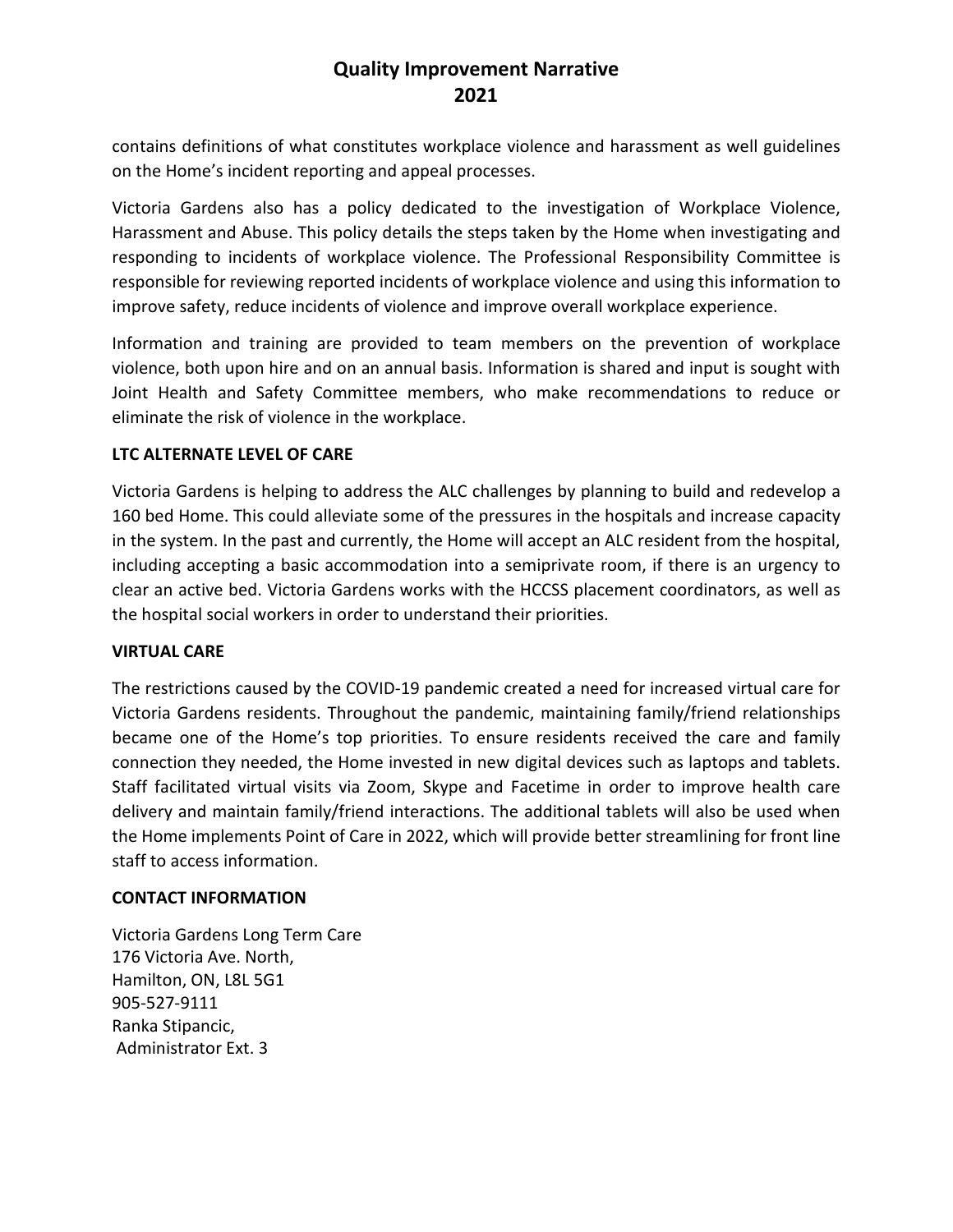contains definitions of what constitutes workplace violence and harassment as well guidelines on the Home's incident reporting and appeal processes.

Victoria Gardens also has a policy dedicated to the investigation of Workplace Violence, Harassment and Abuse. This policy details the steps taken by the Home when investigating and responding to incidents of workplace violence. The Professional Responsibility Committee is responsible for reviewing reported incidents of workplace violence and using this information to improve safety, reduce incidents of violence and improve overall workplace experience.

Information and training are provided to team members on the prevention of workplace violence, both upon hire and on an annual basis. Information is shared and input is sought with Joint Health and Safety Committee members, who make recommendations to reduce or eliminate the risk of violence in the workplace.

**LTC ALTERNATE LEVEL OF CARE**

Victoria Gardens is helping to address the ALC challenges by planning to build and redevelop a 160 bed Home. This could alleviate some of the pressures in the hospitals and increase capacity in the system. In the past and currently, the Home will accept an ALC resident from the hospital, including accepting a basic accommodation into a semiprivate room, if there is an urgency to clear an active bed. Victoria Gardens works with the HCCSS placement coordinators, as well as the hospital social workers in order to understand their priorities.

**VIRTUAL CARE**

The restrictions caused by the COVID-19 pandemic created a need for increased virtual care for Victoria Gardens residents. Throughout the pandemic, maintaining family/friend relationships became one of the Home's top priorities. To ensure residents received the care and family connection they needed, the Home invested in new digital devices such as laptops and tablets. Staff facilitated virtual visits via Zoom, Skype and Facetime in order to improve health care delivery and maintain family/friend interactions. The additional tablets will also be used when the Home implements Point of Care in 2022, which will provide better streamlining for front line staff to access information.

**CONTACT INFORMATION**

Victoria Gardens Long Term Care
176 Victoria Ave. North,
Hamilton, ON, L8L 5G1
905-527-9111
Ranka Stipancic,
Administrator Ext. 3